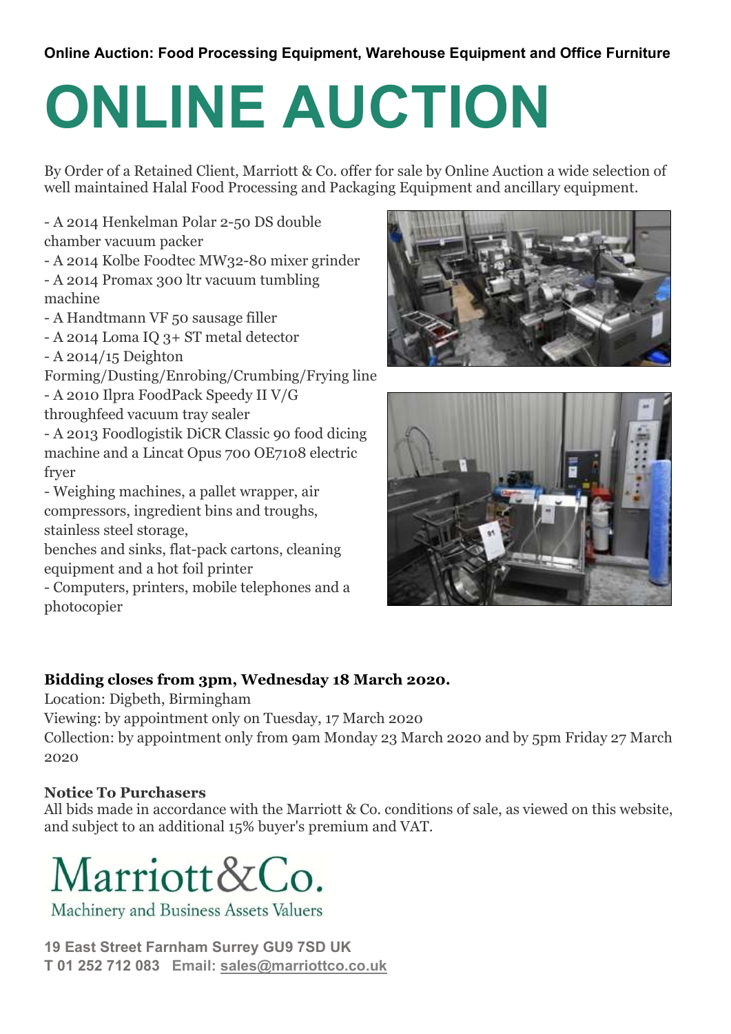**Online Auction: Food Processing Equipment, Warehouse Equipment and Office Furniture**

# ONLINE AUCTION

By Order of a Retained Client, Marriott & Co. offer for sale by Online Auction a wide selection of well maintained Halal Food Processing and Packaging Equipment and ancillary equipment.

- A 2014 Henkelman Polar 2-50 DS double chamber vacuum packer
- A 2014 Kolbe Foodtec MW32-80 mixer grinder
- A 2014 Promax 300 ltr vacuum tumbling machine
- A Handtmann VF 50 sausage filler
- A 2014 Loma IQ 3+ ST metal detector
- A 2014/15 Deighton Forming/Dusting/Enrobing/Crumbing/Frying line
- A 2010 Ilpra FoodPack Speedy II V/G throughfeed vacuum tray sealer
- A 2013 Foodlogistik DiCR Classic 90 food dicing machine and a Lincat Opus 700 OE7108 electric fryer
- Weighing machines, a pallet wrapper, air compressors, ingredient bins and troughs, stainless steel storage, benches and sinks, flat-pack cartons, cleaning equipment and a hot foil printer
- Computers, printers, mobile telephones and a photocopier

**Bidding closes from 3pm, Wednesday 18 March 2020.**
Location: Digbeth, Birmingham
Viewing: by appointment only on Tuesday, 17 March 2020
Collection: by appointment only from 9am Monday 23 March 2020 and by 5pm Friday 27 March 2020

**Notice To Purchasers**
All bids made in accordance with the Marriott & Co. conditions of sale, as viewed on this website, and subject to an additional 15% buyer's premium and VAT.

Marriott&Co.
Machinery and Business Assets Valuers

**19 East Street Farnham Surrey GU9 7SD UK**
**T 01 252 712 083 Email: sales@marriottco.co.uk**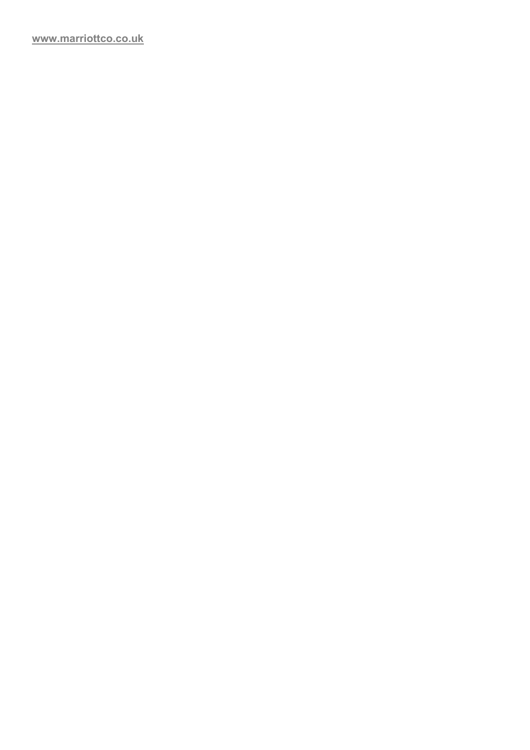www.marriottco.co.uk